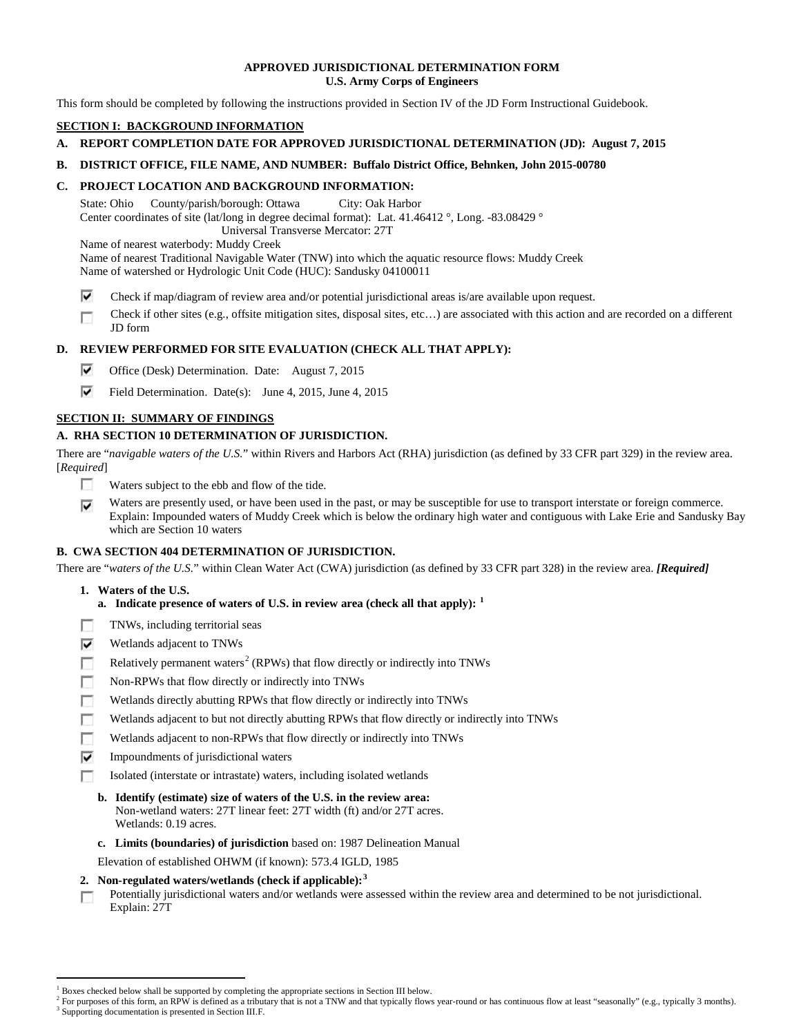**APPROVED JURISDICTIONAL DETERMINATION FORM**
**U.S. Army Corps of Engineers**

This form should be completed by following the instructions provided in Section IV of the JD Form Instructional Guidebook.

## SECTION I: BACKGROUND INFORMATION

**A. REPORT COMPLETION DATE FOR APPROVED JURISDICTIONAL DETERMINATION (JD): August 7, 2015**

**B. DISTRICT OFFICE, FILE NAME, AND NUMBER: Buffalo District Office, Behnken, John 2015-00780**

**C. PROJECT LOCATION AND BACKGROUND INFORMATION:**

State: Ohio  County/parish/borough: Ottawa  City: Oak Harbor
Center coordinates of site (lat/long in degree decimal format): Lat. 41.46412 °, Long. -83.08429 °
Universal Transverse Mercator: 27T
Name of nearest waterbody: Muddy Creek
Name of nearest Traditional Navigable Water (TNW) into which the aquatic resource flows: Muddy Creek
Name of watershed or Hydrologic Unit Code (HUC): Sandusky 04100011

- [x] Check if map/diagram of review area and/or potential jurisdictional areas is/are available upon request.
- [ ] Check if other sites (e.g., offsite mitigation sites, disposal sites, etc…) are associated with this action and are recorded on a different JD form

**D. REVIEW PERFORMED FOR SITE EVALUATION (CHECK ALL THAT APPLY):**

- [x] Office (Desk) Determination. Date: August 7, 2015
- [x] Field Determination. Date(s): June 4, 2015, June 4, 2015

## SECTION II: SUMMARY OF FINDINGS

**A. RHA SECTION 10 DETERMINATION OF JURISDICTION.**

There are "*navigable waters of the U.S.*" within Rivers and Harbors Act (RHA) jurisdiction (as defined by 33 CFR part 329) in the review area. [*Required*]

- [ ] Waters subject to the ebb and flow of the tide.
- [x] Waters are presently used, or have been used in the past, or may be susceptible for use to transport interstate or foreign commerce. Explain: Impounded waters of Muddy Creek which is below the ordinary high water and contiguous with Lake Erie and Sandusky Bay which are Section 10 waters

**B. CWA SECTION 404 DETERMINATION OF JURISDICTION.**

There are "*waters of the U.S.*" within Clean Water Act (CWA) jurisdiction (as defined by 33 CFR part 328) in the review area. ***[Required]***

**1. Waters of the U.S.**

**a. Indicate presence of waters of U.S. in review area (check all that apply):** [1]

- [ ] TNWs, including territorial seas
- [x] Wetlands adjacent to TNWs
- [ ] Relatively permanent waters[2] (RPWs) that flow directly or indirectly into TNWs
- [ ] Non-RPWs that flow directly or indirectly into TNWs
- [ ] Wetlands directly abutting RPWs that flow directly or indirectly into TNWs
- [ ] Wetlands adjacent to but not directly abutting RPWs that flow directly or indirectly into TNWs
- [ ] Wetlands adjacent to non-RPWs that flow directly or indirectly into TNWs
- [x] Impoundments of jurisdictional waters
- [ ] Isolated (interstate or intrastate) waters, including isolated wetlands

**b. Identify (estimate) size of waters of the U.S. in the review area:**
Non-wetland waters: 27T linear feet: 27T width (ft) and/or 27T acres.
Wetlands: 0.19 acres.

**c. Limits (boundaries) of jurisdiction** based on: 1987 Delineation Manual

Elevation of established OHWM (if known): 573.4 IGLD, 1985

**2. Non-regulated waters/wetlands (check if applicable):**[3]

- [ ] Potentially jurisdictional waters and/or wetlands were assessed within the review area and determined to be not jurisdictional. Explain: 27T

---

[1] Boxes checked below shall be supported by completing the appropriate sections in Section III below.
[2] For purposes of this form, an RPW is defined as a tributary that is not a TNW and that typically flows year-round or has continuous flow at least "seasonally" (e.g., typically 3 months).
[3] Supporting documentation is presented in Section III.F.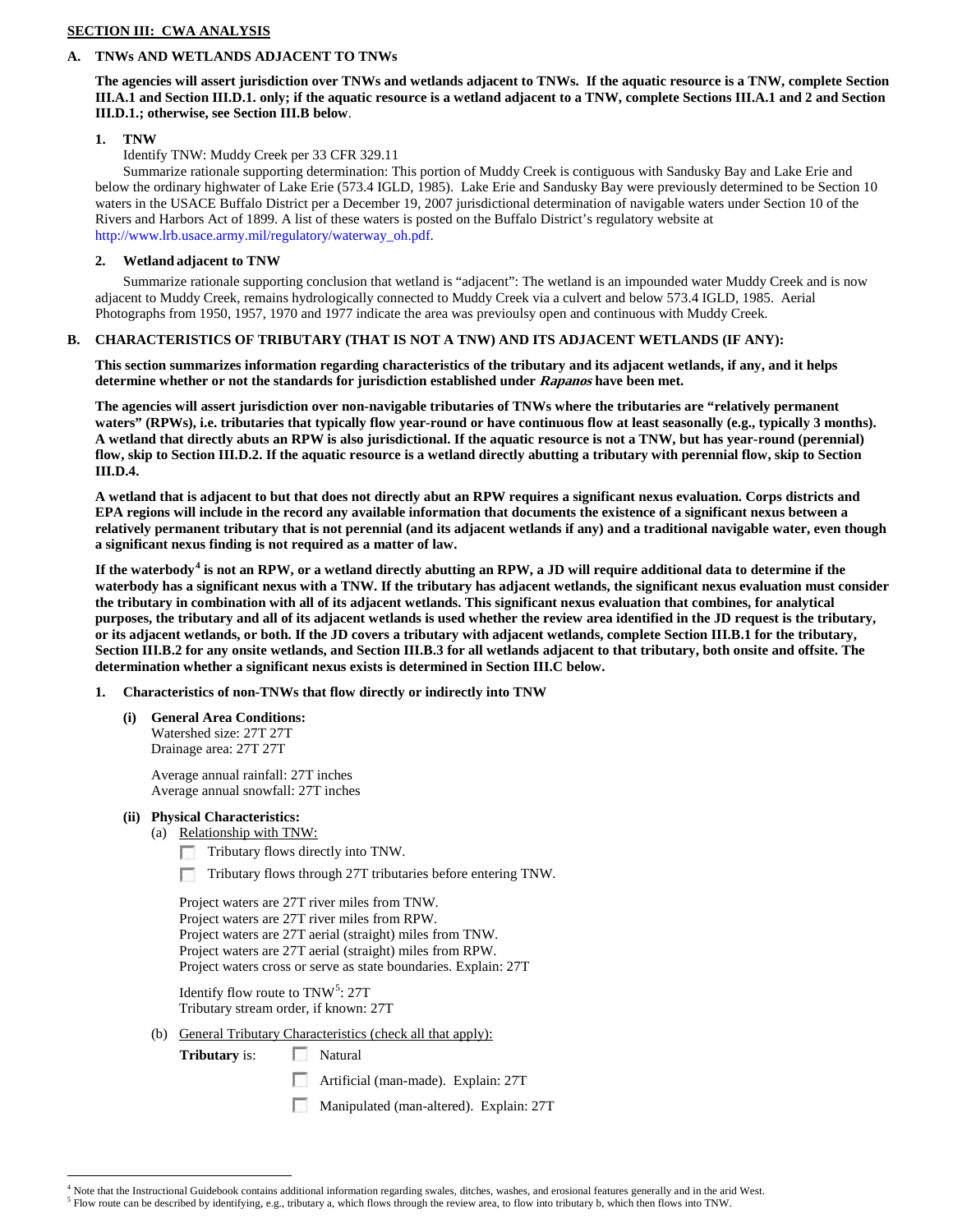**SECTION III: CWA ANALYSIS**

**A. TNWs AND WETLANDS ADJACENT TO TNWs**

**The agencies will assert jurisdiction over TNWs and wetlands adjacent to TNWs. If the aquatic resource is a TNW, complete Section III.A.1 and Section III.D.1. only; if the aquatic resource is a wetland adjacent to a TNW, complete Sections III.A.1 and 2 and Section III.D.1.; otherwise, see Section III.B below**.

**1. TNW**

Identify TNW: Muddy Creek per 33 CFR 329.11

Summarize rationale supporting determination: This portion of Muddy Creek is contiguous with Sandusky Bay and Lake Erie and below the ordinary highwater of Lake Erie (573.4 IGLD, 1985). Lake Erie and Sandusky Bay were previously determined to be Section 10 waters in the USACE Buffalo District per a December 19, 2007 jurisdictional determination of navigable waters under Section 10 of the Rivers and Harbors Act of 1899. A list of these waters is posted on the Buffalo District's regulatory website at http://www.lrb.usace.army.mil/regulatory/waterway_oh.pdf.

**2. Wetland adjacent to TNW**

Summarize rationale supporting conclusion that wetland is "adjacent": The wetland is an impounded water Muddy Creek and is now adjacent to Muddy Creek, remains hydrologically connected to Muddy Creek via a culvert and below 573.4 IGLD, 1985. Aerial Photographs from 1950, 1957, 1970 and 1977 indicate the area was previoulsy open and continuous with Muddy Creek.

**B. CHARACTERISTICS OF TRIBUTARY (THAT IS NOT A TNW) AND ITS ADJACENT WETLANDS (IF ANY):**

**This section summarizes information regarding characteristics of the tributary and its adjacent wetlands, if any, and it helps determine whether or not the standards for jurisdiction established under *Rapanos* have been met.**

**The agencies will assert jurisdiction over non-navigable tributaries of TNWs where the tributaries are "relatively permanent waters" (RPWs), i.e. tributaries that typically flow year-round or have continuous flow at least seasonally (e.g., typically 3 months). A wetland that directly abuts an RPW is also jurisdictional. If the aquatic resource is not a TNW, but has year-round (perennial) flow, skip to Section III.D.2. If the aquatic resource is a wetland directly abutting a tributary with perennial flow, skip to Section III.D.4.**

**A wetland that is adjacent to but that does not directly abut an RPW requires a significant nexus evaluation. Corps districts and EPA regions will include in the record any available information that documents the existence of a significant nexus between a relatively permanent tributary that is not perennial (and its adjacent wetlands if any) and a traditional navigable water, even though a significant nexus finding is not required as a matter of law.**

**If the waterbody[4] is not an RPW, or a wetland directly abutting an RPW, a JD will require additional data to determine if the waterbody has a significant nexus with a TNW. If the tributary has adjacent wetlands, the significant nexus evaluation must consider the tributary in combination with all of its adjacent wetlands. This significant nexus evaluation that combines, for analytical purposes, the tributary and all of its adjacent wetlands is used whether the review area identified in the JD request is the tributary, or its adjacent wetlands, or both. If the JD covers a tributary with adjacent wetlands, complete Section III.B.1 for the tributary, Section III.B.2 for any onsite wetlands, and Section III.B.3 for all wetlands adjacent to that tributary, both onsite and offsite. The determination whether a significant nexus exists is determined in Section III.C below.**

**1. Characteristics of non-TNWs that flow directly or indirectly into TNW**

**(i) General Area Conditions:**

Watershed size: 27T 27T
Drainage area: 27T 27T

Average annual rainfall: 27T inches
Average annual snowfall: 27T inches

**(ii) Physical Characteristics:**

(a) Relationship with TNW:

- ☐ Tributary flows directly into TNW.
- ☐ Tributary flows through 27T tributaries before entering TNW.

Project waters are 27T river miles from TNW.
Project waters are 27T river miles from RPW.
Project waters are 27T aerial (straight) miles from TNW.
Project waters are 27T aerial (straight) miles from RPW.
Project waters cross or serve as state boundaries. Explain: 27T

Identify flow route to TNW[5]: 27T
Tributary stream order, if known: 27T

(b) General Tributary Characteristics (check all that apply):

**Tributary** is:
- ☐ Natural
- ☐ Artificial (man-made). Explain: 27T
- ☐ Manipulated (man-altered). Explain: 27T

---

[4] Note that the Instructional Guidebook contains additional information regarding swales, ditches, washes, and erosional features generally and in the arid West.
[5] Flow route can be described by identifying, e.g., tributary a, which flows through the review area, to flow into tributary b, which then flows into TNW.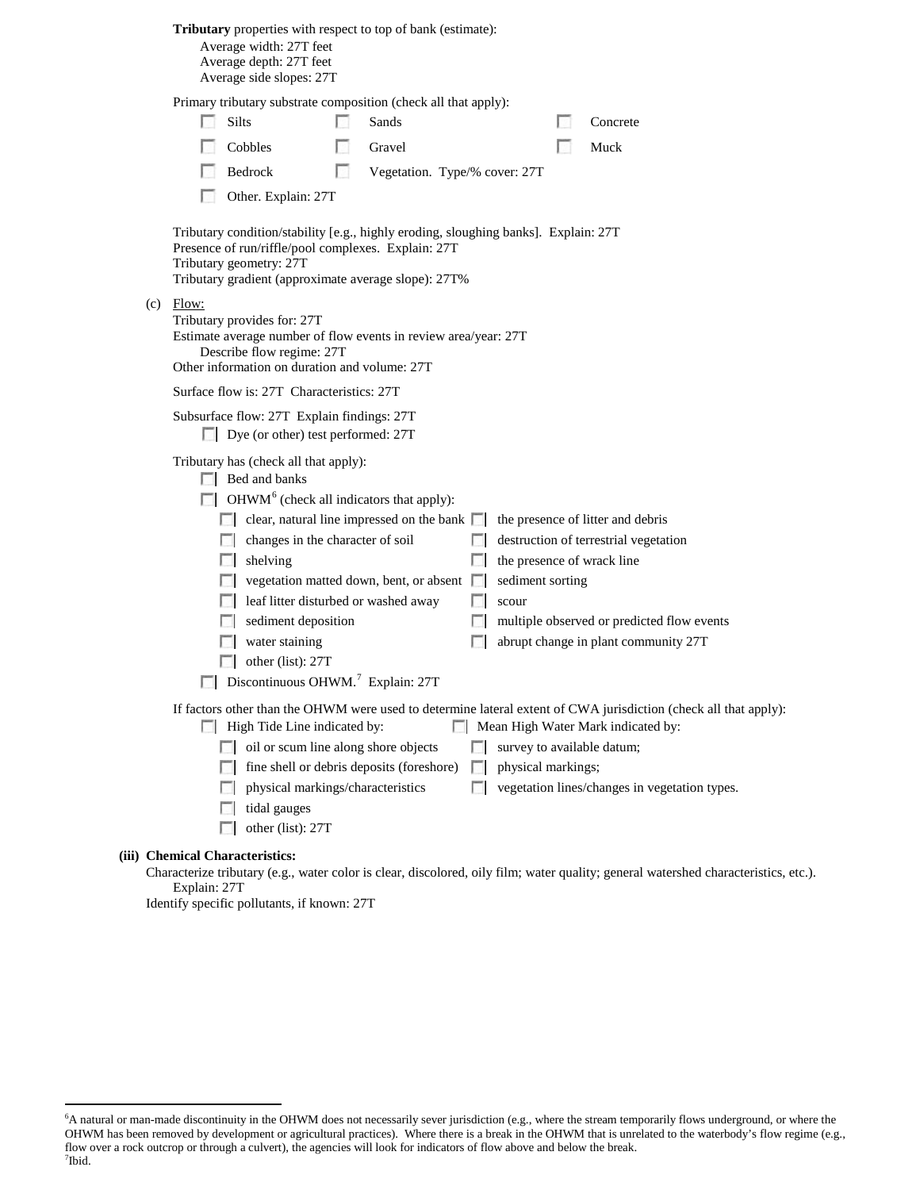**Tributary** properties with respect to top of bank (estimate):

Average width: 27T feet
Average depth: 27T feet
Average side slopes: 27T

Primary tributary substrate composition (check all that apply):

- [ ] Silts
- [ ] Sands
- [ ] Concrete
- [ ] Cobbles
- [ ] Gravel
- [ ] Muck
- [ ] Bedrock
- [ ] Vegetation. Type/% cover: 27T
- [ ] Other. Explain: 27T

Tributary condition/stability [e.g., highly eroding, sloughing banks]. Explain: 27T
Presence of run/riffle/pool complexes. Explain: 27T
Tributary geometry: 27T
Tributary gradient (approximate average slope): 27T%

(c) Flow:

Tributary provides for: 27T
Estimate average number of flow events in review area/year: 27T
Describe flow regime: 27T
Other information on duration and volume: 27T

Surface flow is: 27T Characteristics: 27T

Subsurface flow: 27T Explain findings: 27T

- [ ] Dye (or other) test performed: 27T

Tributary has (check all that apply):

- [ ] Bed and banks
- [ ] OHWM[6] (check all indicators that apply):
  - [ ] clear, natural line impressed on the bank
  - [ ] the presence of litter and debris
  - [ ] changes in the character of soil
  - [ ] destruction of terrestrial vegetation
  - [ ] shelving
  - [ ] the presence of wrack line
  - [ ] vegetation matted down, bent, or absent
  - [ ] sediment sorting
  - [ ] leaf litter disturbed or washed away
  - [ ] scour
  - [ ] sediment deposition
  - [ ] multiple observed or predicted flow events
  - [ ] water staining
  - [ ] abrupt change in plant community 27T
  - [ ] other (list): 27T
- [ ] Discontinuous OHWM.[7] Explain: 27T

If factors other than the OHWM were used to determine lateral extent of CWA jurisdiction (check all that apply):

- [ ] High Tide Line indicated by:
  - [ ] oil or scum line along shore objects
  - [ ] fine shell or debris deposits (foreshore)
  - [ ] physical markings/characteristics
  - [ ] tidal gauges
  - [ ] other (list): 27T
- [ ] Mean High Water Mark indicated by:
  - [ ] survey to available datum;
  - [ ] physical markings;
  - [ ] vegetation lines/changes in vegetation types.

**(iii) Chemical Characteristics:**

Characterize tributary (e.g., water color is clear, discolored, oily film; water quality; general watershed characteristics, etc.).
Explain: 27T
Identify specific pollutants, if known: 27T

---

[6]A natural or man-made discontinuity in the OHWM does not necessarily sever jurisdiction (e.g., where the stream temporarily flows underground, or where the OHWM has been removed by development or agricultural practices). Where there is a break in the OHWM that is unrelated to the waterbody's flow regime (e.g., flow over a rock outcrop or through a culvert), the agencies will look for indicators of flow above and below the break.
[7]Ibid.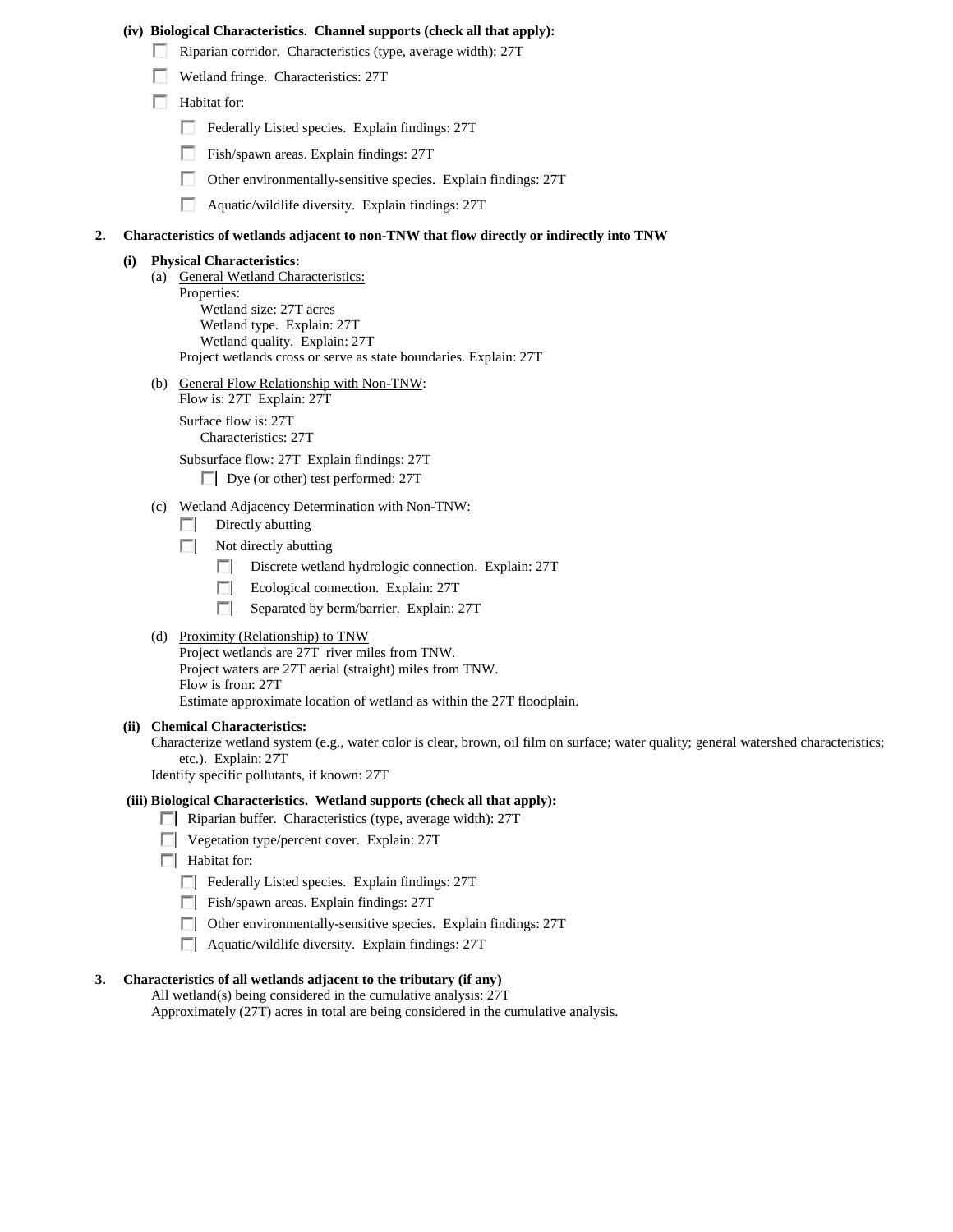**(iv) Biological Characteristics. Channel supports (check all that apply):**

- ☐ Riparian corridor. Characteristics (type, average width): 27T
- ☐ Wetland fringe. Characteristics: 27T
- ☐ Habitat for:
  - ☐ Federally Listed species. Explain findings: 27T
  - ☐ Fish/spawn areas. Explain findings: 27T
  - ☐ Other environmentally-sensitive species. Explain findings: 27T
  - ☐ Aquatic/wildlife diversity. Explain findings: 27T

**2. Characteristics of wetlands adjacent to non-TNW that flow directly or indirectly into TNW**

**(i) Physical Characteristics:**

(a) General Wetland Characteristics:
Properties:
Wetland size: 27T acres
Wetland type. Explain: 27T
Wetland quality. Explain: 27T
Project wetlands cross or serve as state boundaries. Explain: 27T

(b) General Flow Relationship with Non-TNW:
Flow is: 27T Explain: 27T

Surface flow is: 27T
Characteristics: 27T

Subsurface flow: 27T Explain findings: 27T
- ☐ Dye (or other) test performed: 27T

(c) Wetland Adjacency Determination with Non-TNW:
- ☐ Directly abutting
- ☐ Not directly abutting
  - ☐ Discrete wetland hydrologic connection. Explain: 27T
  - ☐ Ecological connection. Explain: 27T
  - ☐ Separated by berm/barrier. Explain: 27T

(d) Proximity (Relationship) to TNW
Project wetlands are 27T river miles from TNW.
Project waters are 27T aerial (straight) miles from TNW.
Flow is from: 27T
Estimate approximate location of wetland as within the 27T floodplain.

**(ii) Chemical Characteristics:**
Characterize wetland system (e.g., water color is clear, brown, oil film on surface; water quality; general watershed characteristics; etc.). Explain: 27T
Identify specific pollutants, if known: 27T

**(iii) Biological Characteristics. Wetland supports (check all that apply):**

- ☐ Riparian buffer. Characteristics (type, average width): 27T
- ☐ Vegetation type/percent cover. Explain: 27T
- ☐ Habitat for:
  - ☐ Federally Listed species. Explain findings: 27T
  - ☐ Fish/spawn areas. Explain findings: 27T
  - ☐ Other environmentally-sensitive species. Explain findings: 27T
  - ☐ Aquatic/wildlife diversity. Explain findings: 27T

**3. Characteristics of all wetlands adjacent to the tributary (if any)**
All wetland(s) being considered in the cumulative analysis: 27T
Approximately (27T) acres in total are being considered in the cumulative analysis.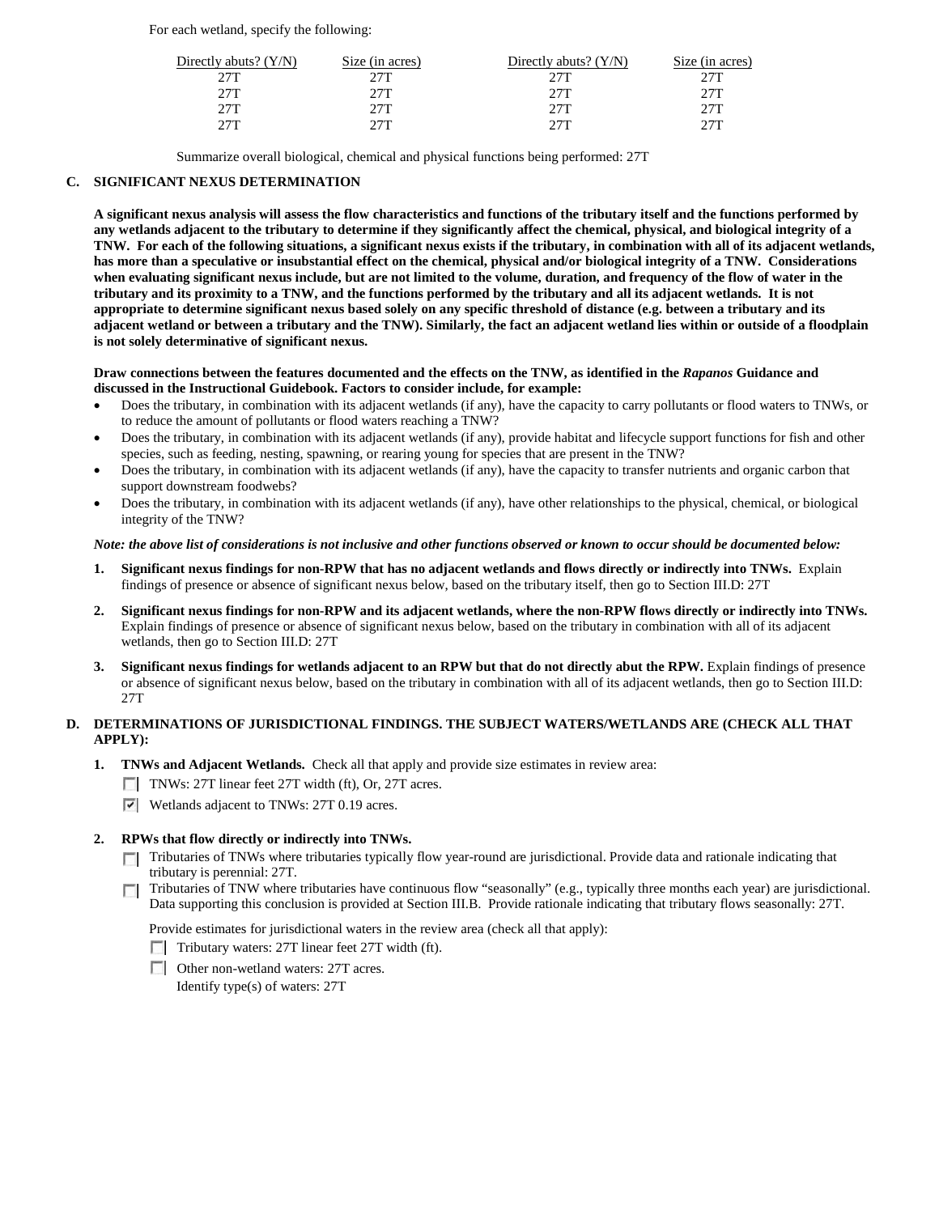For each wetland, specify the following:

| Directly abuts? (Y/N) | Size (in acres) | Directly abuts? (Y/N) | Size (in acres) |
|---|---|---|---|
| 27T | 27T | 27T | 27T |
| 27T | 27T | 27T | 27T |
| 27T | 27T | 27T | 27T |
| 27T | 27T | 27T | 27T |

Summarize overall biological, chemical and physical functions being performed: 27T

## C. SIGNIFICANT NEXUS DETERMINATION

**A significant nexus analysis will assess the flow characteristics and functions of the tributary itself and the functions performed by any wetlands adjacent to the tributary to determine if they significantly affect the chemical, physical, and biological integrity of a TNW. For each of the following situations, a significant nexus exists if the tributary, in combination with all of its adjacent wetlands, has more than a speculative or insubstantial effect on the chemical, physical and/or biological integrity of a TNW. Considerations when evaluating significant nexus include, but are not limited to the volume, duration, and frequency of the flow of water in the tributary and its proximity to a TNW, and the functions performed by the tributary and all its adjacent wetlands. It is not appropriate to determine significant nexus based solely on any specific threshold of distance (e.g. between a tributary and its adjacent wetland or between a tributary and the TNW). Similarly, the fact an adjacent wetland lies within or outside of a floodplain is not solely determinative of significant nexus.**

**Draw connections between the features documented and the effects on the TNW, as identified in the *Rapanos* Guidance and discussed in the Instructional Guidebook. Factors to consider include, for example:**

- Does the tributary, in combination with its adjacent wetlands (if any), have the capacity to carry pollutants or flood waters to TNWs, or to reduce the amount of pollutants or flood waters reaching a TNW?
- Does the tributary, in combination with its adjacent wetlands (if any), provide habitat and lifecycle support functions for fish and other species, such as feeding, nesting, spawning, or rearing young for species that are present in the TNW?
- Does the tributary, in combination with its adjacent wetlands (if any), have the capacity to transfer nutrients and organic carbon that support downstream foodwebs?
- Does the tributary, in combination with its adjacent wetlands (if any), have other relationships to the physical, chemical, or biological integrity of the TNW?

***Note: the above list of considerations is not inclusive and other functions observed or known to occur should be documented below:***

1. **Significant nexus findings for non-RPW that has no adjacent wetlands and flows directly or indirectly into TNWs.** Explain findings of presence or absence of significant nexus below, based on the tributary itself, then go to Section III.D: 27T

2. **Significant nexus findings for non-RPW and its adjacent wetlands, where the non-RPW flows directly or indirectly into TNWs.** Explain findings of presence or absence of significant nexus below, based on the tributary in combination with all of its adjacent wetlands, then go to Section III.D: 27T

3. **Significant nexus findings for wetlands adjacent to an RPW but that do not directly abut the RPW.** Explain findings of presence or absence of significant nexus below, based on the tributary in combination with all of its adjacent wetlands, then go to Section III.D: 27T

## D. DETERMINATIONS OF JURISDICTIONAL FINDINGS. THE SUBJECT WATERS/WETLANDS ARE (CHECK ALL THAT APPLY):

1. **TNWs and Adjacent Wetlands.** Check all that apply and provide size estimates in review area:
   - ☐ TNWs: 27T linear feet 27T width (ft), Or, 27T acres.
   - ☑ Wetlands adjacent to TNWs: 27T 0.19 acres.

2. **RPWs that flow directly or indirectly into TNWs.**
   - ☐ Tributaries of TNWs where tributaries typically flow year-round are jurisdictional. Provide data and rationale indicating that tributary is perennial: 27T.
   - ☐ Tributaries of TNW where tributaries have continuous flow "seasonally" (e.g., typically three months each year) are jurisdictional. Data supporting this conclusion is provided at Section III.B. Provide rationale indicating that tributary flows seasonally: 27T.

   Provide estimates for jurisdictional waters in the review area (check all that apply):
   - ☐ Tributary waters: 27T linear feet 27T width (ft).
   - ☐ Other non-wetland waters: 27T acres.
     Identify type(s) of waters: 27T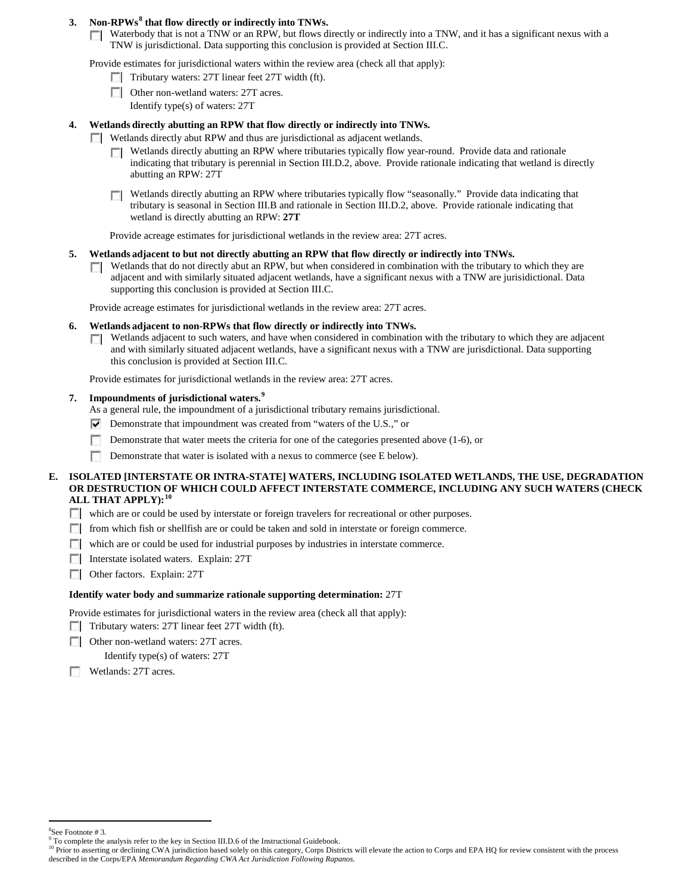**3. Non-RPWs[8] that flow directly or indirectly into TNWs.**

☐ Waterbody that is not a TNW or an RPW, but flows directly or indirectly into a TNW, and it has a significant nexus with a TNW is jurisdictional. Data supporting this conclusion is provided at Section III.C.

Provide estimates for jurisdictional waters within the review area (check all that apply):

☐ Tributary waters: 27T linear feet 27T width (ft).

☐ Other non-wetland waters: 27T acres.

Identify type(s) of waters: 27T

**4. Wetlands directly abutting an RPW that flow directly or indirectly into TNWs.**

☐ Wetlands directly abut RPW and thus are jurisdictional as adjacent wetlands.

☐ Wetlands directly abutting an RPW where tributaries typically flow year-round. Provide data and rationale indicating that tributary is perennial in Section III.D.2, above. Provide rationale indicating that wetland is directly abutting an RPW: 27T

☐ Wetlands directly abutting an RPW where tributaries typically flow "seasonally." Provide data indicating that tributary is seasonal in Section III.B and rationale in Section III.D.2, above. Provide rationale indicating that wetland is directly abutting an RPW: **27T**

Provide acreage estimates for jurisdictional wetlands in the review area: 27T acres.

**5. Wetlands adjacent to but not directly abutting an RPW that flow directly or indirectly into TNWs.**

☐ Wetlands that do not directly abut an RPW, but when considered in combination with the tributary to which they are adjacent and with similarly situated adjacent wetlands, have a significant nexus with a TNW are jurisidictional. Data supporting this conclusion is provided at Section III.C.

Provide acreage estimates for jurisdictional wetlands in the review area: 27T acres.

**6. Wetlands adjacent to non-RPWs that flow directly or indirectly into TNWs.**

☐ Wetlands adjacent to such waters, and have when considered in combination with the tributary to which they are adjacent and with similarly situated adjacent wetlands, have a significant nexus with a TNW are jurisdictional. Data supporting this conclusion is provided at Section III.C.

Provide estimates for jurisdictional wetlands in the review area: 27T acres.

**7. Impoundments of jurisdictional waters.[9]**

As a general rule, the impoundment of a jurisdictional tributary remains jurisdictional.

☑ Demonstrate that impoundment was created from "waters of the U.S.," or

☐ Demonstrate that water meets the criteria for one of the categories presented above (1-6), or

☐ Demonstrate that water is isolated with a nexus to commerce (see E below).

**E. ISOLATED [INTERSTATE OR INTRA-STATE] WATERS, INCLUDING ISOLATED WETLANDS, THE USE, DEGRADATION OR DESTRUCTION OF WHICH COULD AFFECT INTERSTATE COMMERCE, INCLUDING ANY SUCH WATERS (CHECK ALL THAT APPLY):[10]**

☐ which are or could be used by interstate or foreign travelers for recreational or other purposes.

☐ from which fish or shellfish are or could be taken and sold in interstate or foreign commerce.

☐ which are or could be used for industrial purposes by industries in interstate commerce.

☐ Interstate isolated waters. Explain: 27T

☐ Other factors. Explain: 27T

**Identify water body and summarize rationale supporting determination:** 27T

Provide estimates for jurisdictional waters in the review area (check all that apply):

☐ Tributary waters: 27T linear feet 27T width (ft).

☐ Other non-wetland waters: 27T acres.

Identify type(s) of waters: 27T

☐ Wetlands: 27T acres.

---

[8] See Footnote # 3.

[9] To complete the analysis refer to the key in Section III.D.6 of the Instructional Guidebook.

[10] Prior to asserting or declining CWA jurisdiction based solely on this category, Corps Districts will elevate the action to Corps and EPA HQ for review consistent with the process described in the Corps/EPA *Memorandum Regarding CWA Act Jurisdiction Following Rapanos.*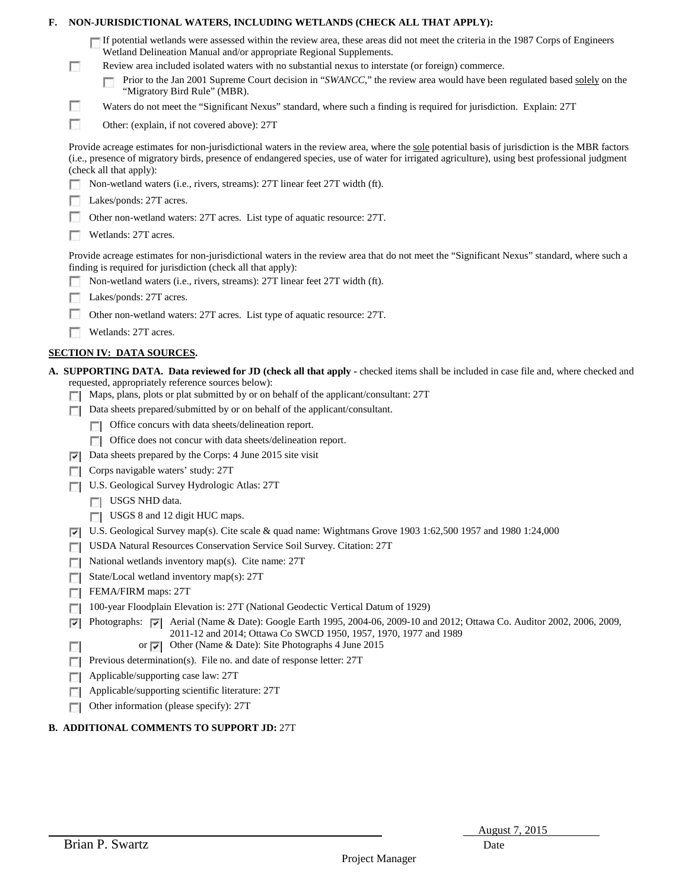**F. NON-JURISDICTIONAL WATERS, INCLUDING WETLANDS (CHECK ALL THAT APPLY):**

- ☐ If potential wetlands were assessed within the review area, these areas did not meet the criteria in the 1987 Corps of Engineers Wetland Delineation Manual and/or appropriate Regional Supplements.
- ☐ Review area included isolated waters with no substantial nexus to interstate (or foreign) commerce.
  - ☐ Prior to the Jan 2001 Supreme Court decision in "*SWANCC*," the review area would have been regulated based solely on the "Migratory Bird Rule" (MBR).
- ☐ Waters do not meet the "Significant Nexus" standard, where such a finding is required for jurisdiction. Explain: 27T
- ☐ Other: (explain, if not covered above): 27T

Provide acreage estimates for non-jurisdictional waters in the review area, where the sole potential basis of jurisdiction is the MBR factors (i.e., presence of migratory birds, presence of endangered species, use of water for irrigated agriculture), using best professional judgment (check all that apply):

- ☐ Non-wetland waters (i.e., rivers, streams): 27T linear feet 27T width (ft).
- ☐ Lakes/ponds: 27T acres.
- ☐ Other non-wetland waters: 27T acres. List type of aquatic resource: 27T.
- ☐ Wetlands: 27T acres.

Provide acreage estimates for non-jurisdictional waters in the review area that do not meet the "Significant Nexus" standard, where such a finding is required for jurisdiction (check all that apply):

- ☐ Non-wetland waters (i.e., rivers, streams): 27T linear feet 27T width (ft).
- ☐ Lakes/ponds: 27T acres.
- ☐ Other non-wetland waters: 27T acres. List type of aquatic resource: 27T.
- ☐ Wetlands: 27T acres.

## SECTION IV: DATA SOURCES.

**A. SUPPORTING DATA. Data reviewed for JD (check all that apply** - checked items shall be included in case file and, where checked and requested, appropriately reference sources below):

- ☐ Maps, plans, plots or plat submitted by or on behalf of the applicant/consultant: 27T
- ☐ Data sheets prepared/submitted by or on behalf of the applicant/consultant.
  - ☐ Office concurs with data sheets/delineation report.
  - ☐ Office does not concur with data sheets/delineation report.
- ☑ Data sheets prepared by the Corps: 4 June 2015 site visit
- ☐ Corps navigable waters' study: 27T
- ☐ U.S. Geological Survey Hydrologic Atlas: 27T
  - ☐ USGS NHD data.
  - ☐ USGS 8 and 12 digit HUC maps.
- ☑ U.S. Geological Survey map(s). Cite scale & quad name: Wightmans Grove 1903 1:62,500 1957 and 1980 1:24,000
- ☐ USDA Natural Resources Conservation Service Soil Survey. Citation: 27T
- ☐ National wetlands inventory map(s). Cite name: 27T
- ☐ State/Local wetland inventory map(s): 27T
- ☐ FEMA/FIRM maps: 27T
- ☐ 100-year Floodplain Elevation is: 27T (National Geodectic Vertical Datum of 1929)
- ☑ Photographs: ☑ Aerial (Name & Date): Google Earth 1995, 2004-06, 2009-10 and 2012; Ottawa Co. Auditor 2002, 2006, 2009, 2011-12 and 2014; Ottawa Co SWCD 1950, 1957, 1970, 1977 and 1989
- ☐ or ☑ Other (Name & Date): Site Photographs 4 June 2015
- ☐ Previous determination(s). File no. and date of response letter: 27T
- ☐ Applicable/supporting case law: 27T
- ☐ Applicable/supporting scientific literature: 27T
- ☐ Other information (please specify): 27T

**B. ADDITIONAL COMMENTS TO SUPPORT JD:** 27T

Brian P. Swartz
Project Manager

August 7, 2015
Date